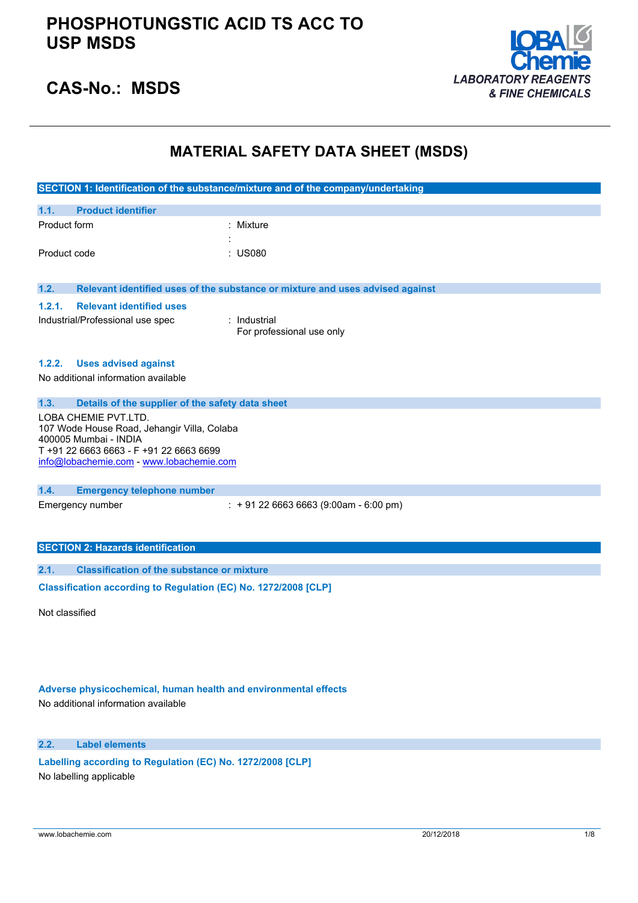# PHOSPHOTUNGSTIC ACID TS ACC TO USP MSDS

## CAS-No.: MSDS

LOBA Chemie
*LABORATORY REAGENTS & FINE CHEMICALS*

# MATERIAL SAFETY DATA SHEET (MSDS)

## SECTION 1: Identification of the substance/mixture and of the company/undertaking

### 1.1. Product identifier

Product form : Mixture

:

Product code : US080

### 1.2. Relevant identified uses of the substance or mixture and uses advised against

#### 1.2.1. Relevant identified uses

Industrial/Professional use spec : Industrial
For professional use only

#### 1.2.2. Uses advised against

No additional information available

### 1.3. Details of the supplier of the safety data sheet

LOBA CHEMIE PVT.LTD.
107 Wode House Road, Jehangir Villa, Colaba
400005 Mumbai - INDIA
T +91 22 6663 6663 - F +91 22 6663 6699
info@lobachemie.com - www.lobachemie.com

### 1.4. Emergency telephone number

Emergency number : + 91 22 6663 6663 (9:00am - 6:00 pm)

## SECTION 2: Hazards identification

### 2.1. Classification of the substance or mixture

**Classification according to Regulation (EC) No. 1272/2008 [CLP]**

Not classified

**Adverse physicochemical, human health and environmental effects**

No additional information available

### 2.2. Label elements

**Labelling according to Regulation (EC) No. 1272/2008 [CLP]**

No labelling applicable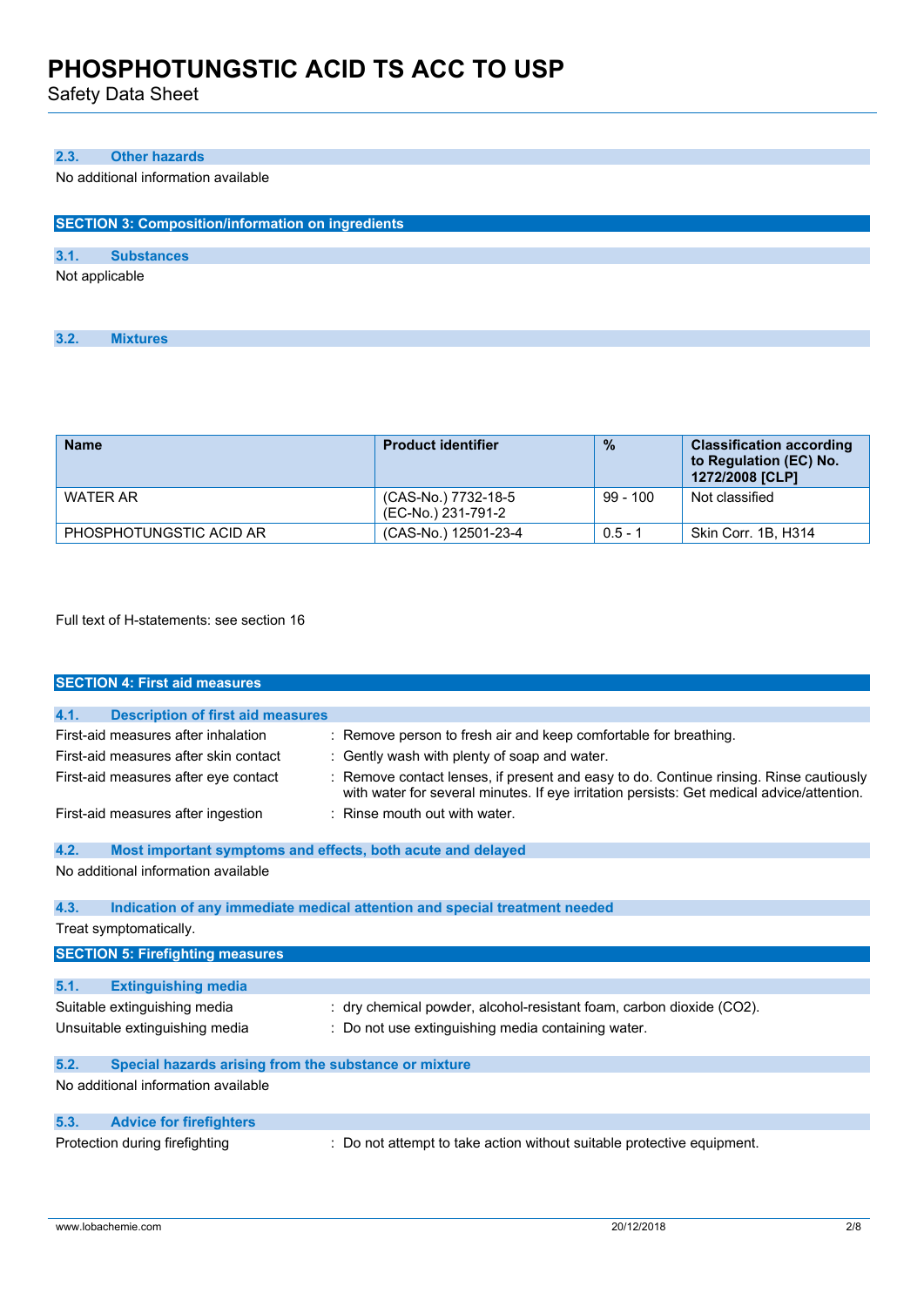### 2.3. Other hazards

No additional information available

## SECTION 3: Composition/information on ingredients

### 3.1. Substances

Not applicable

### 3.2. Mixtures

| Name | Product identifier | % | Classification according to Regulation (EC) No. 1272/2008 [CLP] |
|---|---|---|---|
| WATER AR | (CAS-No.) 7732-18-5<br>(EC-No.) 231-791-2 | 99 - 100 | Not classified |
| PHOSPHOTUNGSTIC ACID AR | (CAS-No.) 12501-23-4 | 0.5 - 1 | Skin Corr. 1B, H314 |

Full text of H-statements: see section 16

## SECTION 4: First aid measures

### 4.1. Description of first aid measures

First-aid measures after inhalation : Remove person to fresh air and keep comfortable for breathing.

First-aid measures after skin contact : Gently wash with plenty of soap and water.

First-aid measures after eye contact : Remove contact lenses, if present and easy to do. Continue rinsing. Rinse cautiously with water for several minutes. If eye irritation persists: Get medical advice/attention.

First-aid measures after ingestion : Rinse mouth out with water.

### 4.2. Most important symptoms and effects, both acute and delayed

No additional information available

### 4.3. Indication of any immediate medical attention and special treatment needed

Treat symptomatically.

## SECTION 5: Firefighting measures

### 5.1. Extinguishing media

Suitable extinguishing media : dry chemical powder, alcohol-resistant foam, carbon dioxide ($CO_2$).

Unsuitable extinguishing media : Do not use extinguishing media containing water.

### 5.2. Special hazards arising from the substance or mixture

No additional information available

### 5.3. Advice for firefighters

Protection during firefighting : Do not attempt to take action without suitable protective equipment.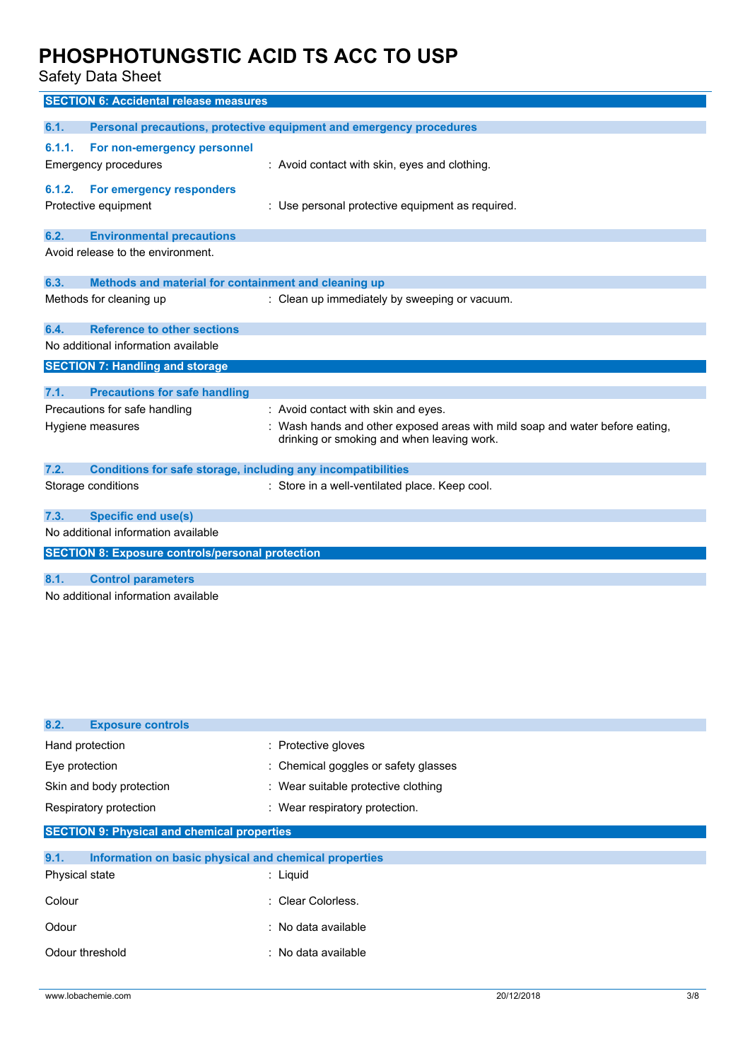## SECTION 6: Accidental release measures

### 6.1. Personal precautions, protective equipment and emergency procedures

#### 6.1.1. For non-emergency personnel

Emergency procedures : Avoid contact with skin, eyes and clothing.

#### 6.1.2. For emergency responders

Protective equipment : Use personal protective equipment as required.

### 6.2. Environmental precautions

Avoid release to the environment.

### 6.3. Methods and material for containment and cleaning up

Methods for cleaning up : Clean up immediately by sweeping or vacuum.

### 6.4. Reference to other sections

No additional information available

## SECTION 7: Handling and storage

### 7.1. Precautions for safe handling

Precautions for safe handling : Avoid contact with skin and eyes.

Hygiene measures : Wash hands and other exposed areas with mild soap and water before eating, drinking or smoking and when leaving work.

### 7.2. Conditions for safe storage, including any incompatibilities

Storage conditions : Store in a well-ventilated place. Keep cool.

### 7.3. Specific end use(s)

No additional information available

## SECTION 8: Exposure controls/personal protection

### 8.1. Control parameters

No additional information available

### 8.2. Exposure controls

Hand protection : Protective gloves

Eye protection : Chemical goggles or safety glasses

Skin and body protection : Wear suitable protective clothing

Respiratory protection : Wear respiratory protection.

## SECTION 9: Physical and chemical properties

### 9.1. Information on basic physical and chemical properties

Physical state : Liquid

Colour : Clear Colorless.

Odour : No data available

Odour threshold : No data available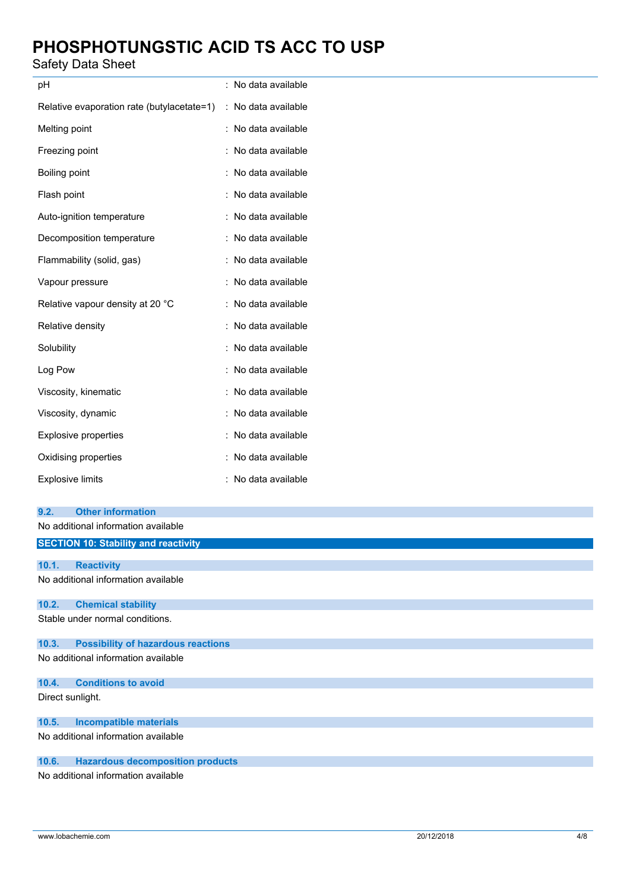| | |
|---|---|
| pH | : No data available |
| Relative evaporation rate (butylacetate=1) | : No data available |
| Melting point | : No data available |
| Freezing point | : No data available |
| Boiling point | : No data available |
| Flash point | : No data available |
| Auto-ignition temperature | : No data available |
| Decomposition temperature | : No data available |
| Flammability (solid, gas) | : No data available |
| Vapour pressure | : No data available |
| Relative vapour density at 20 °C | : No data available |
| Relative density | : No data available |
| Solubility | : No data available |
| Log Pow | : No data available |
| Viscosity, kinematic | : No data available |
| Viscosity, dynamic | : No data available |
| Explosive properties | : No data available |
| Oxidising properties | : No data available |
| Explosive limits | : No data available |

### 9.2. Other information

No additional information available

## SECTION 10: Stability and reactivity

### 10.1. Reactivity

No additional information available

### 10.2. Chemical stability

Stable under normal conditions.

### 10.3. Possibility of hazardous reactions

No additional information available

### 10.4. Conditions to avoid

Direct sunlight.

### 10.5. Incompatible materials

No additional information available

### 10.6. Hazardous decomposition products

No additional information available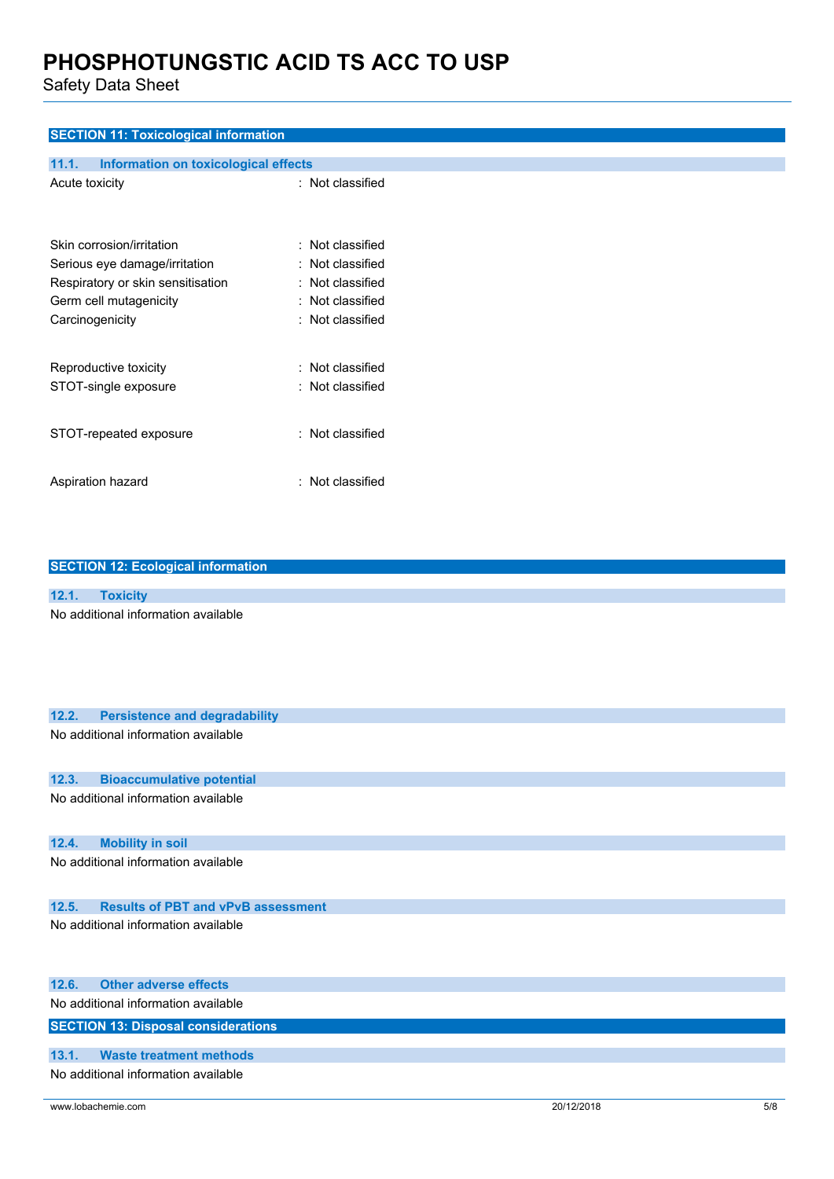## SECTION 11: Toxicological information

### 11.1. Information on toxicological effects

Acute toxicity : Not classified

Skin corrosion/irritation : Not classified

Serious eye damage/irritation : Not classified

Respiratory or skin sensitisation : Not classified

Germ cell mutagenicity : Not classified

Carcinogenicity : Not classified

Reproductive toxicity : Not classified

STOT-single exposure : Not classified

STOT-repeated exposure : Not classified

Aspiration hazard : Not classified

## SECTION 12: Ecological information

### 12.1. Toxicity

No additional information available

### 12.2. Persistence and degradability

No additional information available

### 12.3. Bioaccumulative potential

No additional information available

### 12.4. Mobility in soil

No additional information available

### 12.5. Results of PBT and vPvB assessment

No additional information available

### 12.6. Other adverse effects

No additional information available

## SECTION 13: Disposal considerations

### 13.1. Waste treatment methods

No additional information available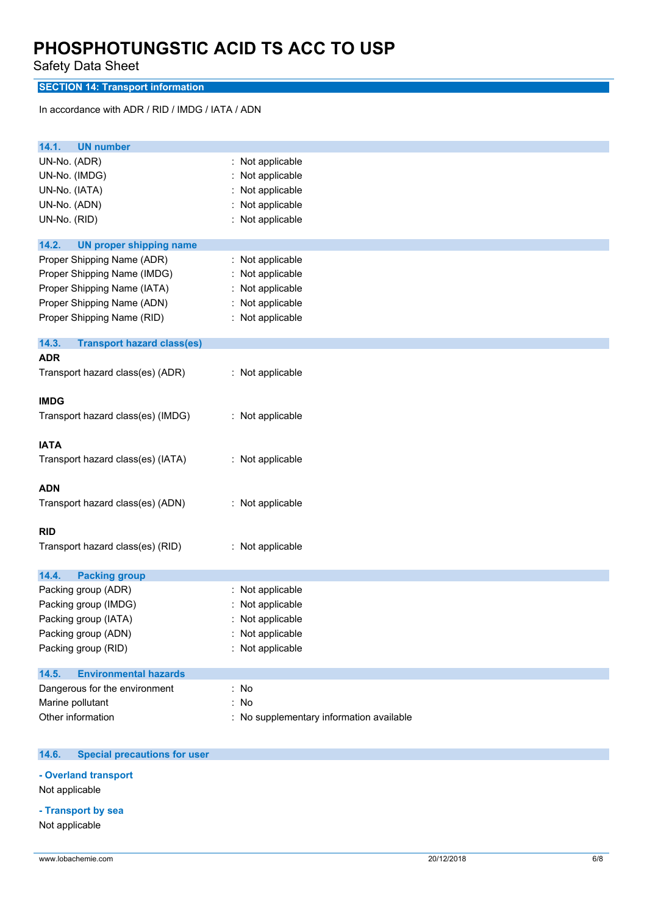# PHOSPHOTUNGSTIC ACID TS ACC TO USP

Safety Data Sheet

## SECTION 14: Transport information

In accordance with ADR / RID / IMDG / IATA / ADN

### 14.1. UN number

| | |
|---|---|
| UN-No. (ADR) | : Not applicable |
| UN-No. (IMDG) | : Not applicable |
| UN-No. (IATA) | : Not applicable |
| UN-No. (ADN) | : Not applicable |
| UN-No. (RID) | : Not applicable |

### 14.2. UN proper shipping name

| | |
|---|---|
| Proper Shipping Name (ADR) | : Not applicable |
| Proper Shipping Name (IMDG) | : Not applicable |
| Proper Shipping Name (IATA) | : Not applicable |
| Proper Shipping Name (ADN) | : Not applicable |
| Proper Shipping Name (RID) | : Not applicable |

### 14.3. Transport hazard class(es)

**ADR**

| | |
|---|---|
| Transport hazard class(es) (ADR) | : Not applicable |

**IMDG**

| | |
|---|---|
| Transport hazard class(es) (IMDG) | : Not applicable |

**IATA**

| | |
|---|---|
| Transport hazard class(es) (IATA) | : Not applicable |

**ADN**

| | |
|---|---|
| Transport hazard class(es) (ADN) | : Not applicable |

**RID**

| | |
|---|---|
| Transport hazard class(es) (RID) | : Not applicable |

### 14.4. Packing group

| | |
|---|---|
| Packing group (ADR) | : Not applicable |
| Packing group (IMDG) | : Not applicable |
| Packing group (IATA) | : Not applicable |
| Packing group (ADN) | : Not applicable |
| Packing group (RID) | : Not applicable |

### 14.5. Environmental hazards

| | |
|---|---|
| Dangerous for the environment | : No |
| Marine pollutant | : No |
| Other information | : No supplementary information available |

### 14.6. Special precautions for user

**- Overland transport**

Not applicable

**- Transport by sea**

Not applicable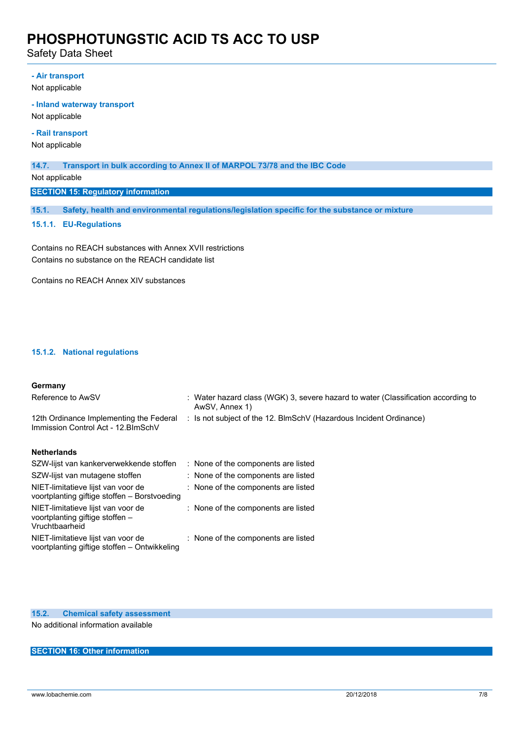**- Air transport**

Not applicable

**- Inland waterway transport**

Not applicable

**- Rail transport**

Not applicable

### 14.7. Transport in bulk according to Annex II of MARPOL 73/78 and the IBC Code

Not applicable

## SECTION 15: Regulatory information

### 15.1. Safety, health and environmental regulations/legislation specific for the substance or mixture

#### 15.1.1. EU-Regulations

Contains no REACH substances with Annex XVII restrictions
Contains no substance on the REACH candidate list

Contains no REACH Annex XIV substances

#### 15.1.2. National regulations

**Germany**

| | |
|---|---|
| Reference to AwSV | : Water hazard class (WGK) 3, severe hazard to water (Classification according to AwSV, Annex 1) |
| 12th Ordinance Implementing the Federal Immission Control Act - 12.BImSchV | : Is not subject of the 12. BlmSchV (Hazardous Incident Ordinance) |

**Netherlands**

| | |
|---|---|
| SZW-lijst van kankerverwekkende stoffen | : None of the components are listed |
| SZW-lijst van mutagene stoffen | : None of the components are listed |
| NIET-limitatieve lijst van voor de voortplanting giftige stoffen – Borstvoeding | : None of the components are listed |
| NIET-limitatieve lijst van voor de voortplanting giftige stoffen – Vruchtbaarheid | : None of the components are listed |
| NIET-limitatieve lijst van voor de voortplanting giftige stoffen – Ontwikkeling | : None of the components are listed |

### 15.2. Chemical safety assessment

No additional information available

## SECTION 16: Other information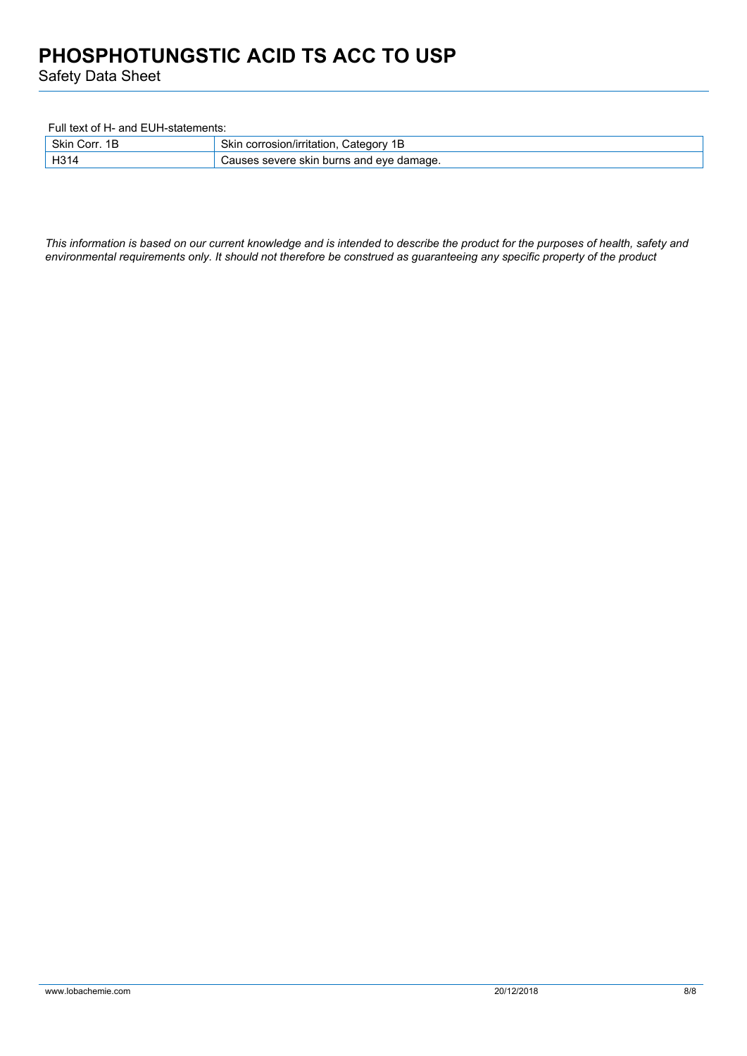Full text of H- and EUH-statements:

| | |
|---|---|
| Skin Corr. 1B | Skin corrosion/irritation, Category 1B |
| H314 | Causes severe skin burns and eye damage. |

*This information is based on our current knowledge and is intended to describe the product for the purposes of health, safety and environmental requirements only. It should not therefore be construed as guaranteeing any specific property of the product*